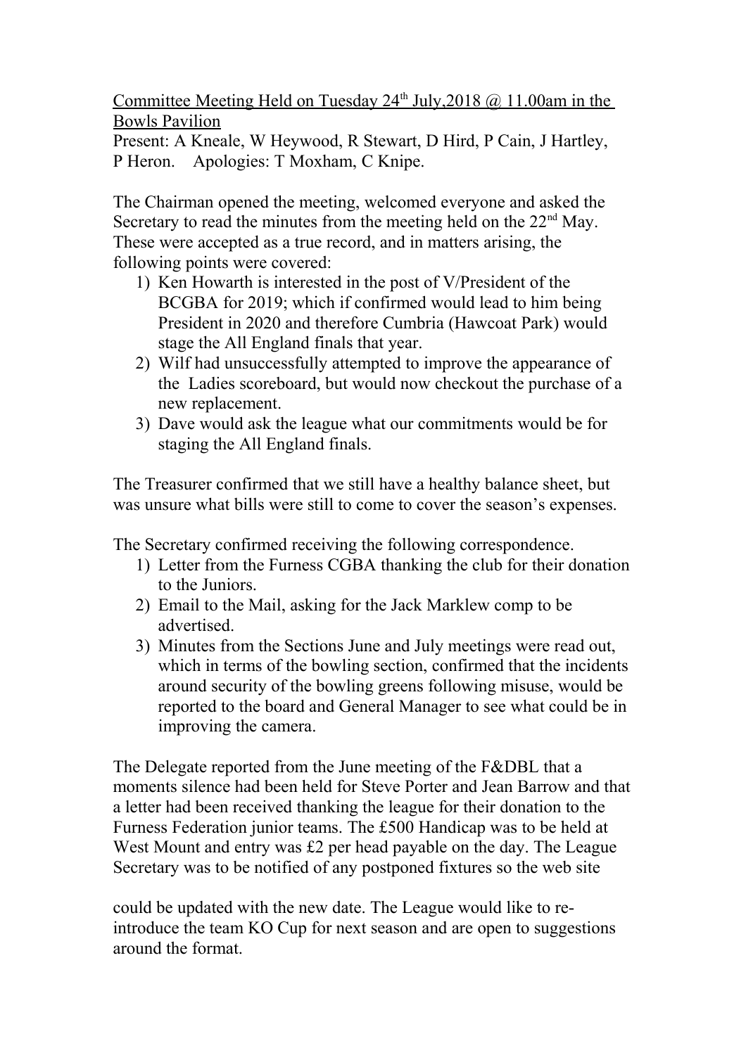Committee Meeting Held on Tuesday 24th July,2018 @ 11.00am in the Bowls Pavilion

Present: A Kneale, W Heywood, R Stewart, D Hird, P Cain, J Hartley, P Heron.    Apologies: T Moxham, C Knipe.

The Chairman opened the meeting, welcomed everyone and asked the Secretary to read the minutes from the meeting held on the 22nd May. These were accepted as a true record, and in matters arising, the following points were covered:

1) Ken Howarth is interested in the post of V/President of the BCGBA for 2019; which if confirmed would lead to him being President in 2020 and therefore Cumbria (Hawcoat Park) would stage the All England finals that year.
2) Wilf had unsuccessfully attempted to improve the appearance of the  Ladies scoreboard, but would now checkout the purchase of a new replacement.
3) Dave would ask the league what our commitments would be for staging the All England finals.

The Treasurer confirmed that we still have a healthy balance sheet, but was unsure what bills were still to come to cover the season's expenses.

The Secretary confirmed receiving the following correspondence.

1) Letter from the Furness CGBA thanking the club for their donation to the Juniors.
2) Email to the Mail, asking for the Jack Marklew comp to be advertised.
3) Minutes from the Sections June and July meetings were read out, which in terms of the bowling section, confirmed that the incidents around security of the bowling greens following misuse, would be reported to the board and General Manager to see what could be in improving the camera.

The Delegate reported from the June meeting of the F&DBL that a moments silence had been held for Steve Porter and Jean Barrow and that a letter had been received thanking the league for their donation to the Furness Federation junior teams. The £500 Handicap was to be held at West Mount and entry was £2 per head payable on the day. The League Secretary was to be notified of any postponed fixtures so the web site could be updated with the new date. The League would like to re-introduce the team KO Cup for next season and are open to suggestions around the format.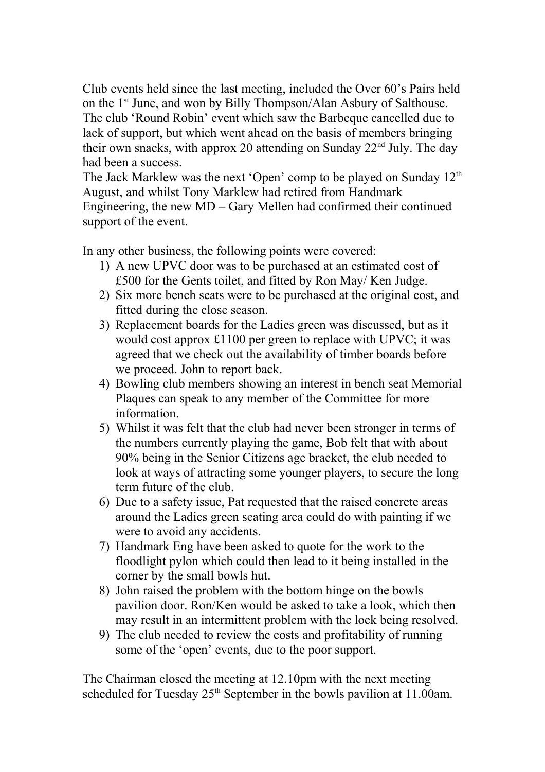Club events held since the last meeting, included the Over 60's Pairs held on the 1st June, and won by Billy Thompson/Alan Asbury of Salthouse. The club 'Round Robin' event which saw the Barbeque cancelled due to lack of support, but which went ahead on the basis of members bringing their own snacks, with approx 20 attending on Sunday 22nd July. The day had been a success.
The Jack Marklew was the next 'Open' comp to be played on Sunday 12th August, and whilst Tony Marklew had retired from Handmark Engineering, the new MD – Gary Mellen had confirmed their continued support of the event.

In any other business, the following points were covered:

1) A new UPVC door was to be purchased at an estimated cost of £500 for the Gents toilet, and fitted by Ron May/ Ken Judge.
2) Six more bench seats were to be purchased at the original cost, and fitted during the close season.
3) Replacement boards for the Ladies green was discussed, but as it would cost approx £1100 per green to replace with UPVC; it was agreed that we check out the availability of timber boards before we proceed. John to report back.
4) Bowling club members showing an interest in bench seat Memorial Plaques can speak to any member of the Committee for more information.
5) Whilst it was felt that the club had never been stronger in terms of the numbers currently playing the game, Bob felt that with about 90% being in the Senior Citizens age bracket, the club needed to look at ways of attracting some younger players, to secure the long term future of the club.
6) Due to a safety issue, Pat requested that the raised concrete areas around the Ladies green seating area could do with painting if we were to avoid any accidents.
7) Handmark Eng have been asked to quote for the work to the floodlight pylon which could then lead to it being installed in the corner by the small bowls hut.
8) John raised the problem with the bottom hinge on the bowls pavilion door. Ron/Ken would be asked to take a look, which then may result in an intermittent problem with the lock being resolved.
9) The club needed to review the costs and profitability of running some of the 'open' events, due to the poor support.

The Chairman closed the meeting at 12.10pm with the next meeting scheduled for Tuesday 25th September in the bowls pavilion at 11.00am.